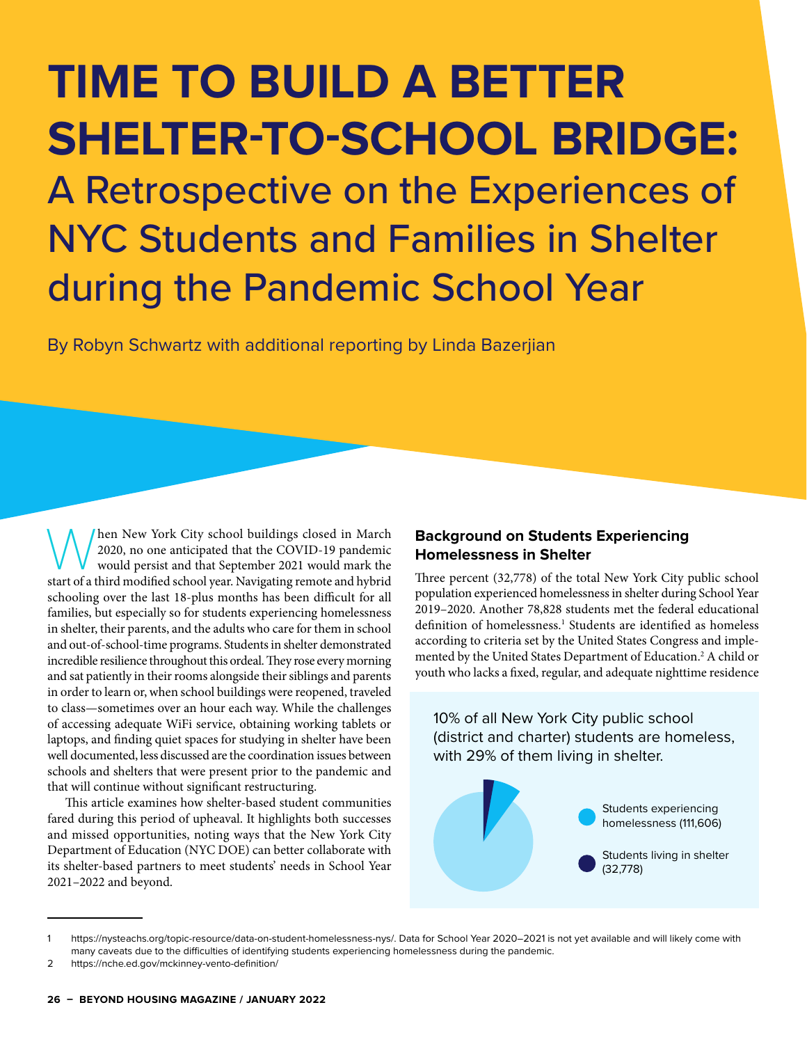# TIME TO BUILD A BETTER SHELTER-TO-SCHOOL BRIDGE:

## A Retrospective on the Experiences of NYC Students and Families in Shelter during the Pandemic School Year

By Robyn Schwartz with additional reporting by Linda Bazerjian

When New York City school buildings closed in March 2020, no one anticipated that the COVID-19 pandemic would persist and that September 2021 would mark the start of a third modified school year. Navigating remote and hybrid schooling over the last 18-plus months has been difficult for all families, but especially so for students experiencing homelessness in shelter, their parents, and the adults who care for them in school and out-of-school-time programs. Students in shelter demonstrated incredible resilience throughout this ordeal. They rose every morning and sat patiently in their rooms alongside their siblings and parents in order to learn or, when school buildings were reopened, traveled to class—sometimes over an hour each way. While the challenges of accessing adequate WiFi service, obtaining working tablets or laptops, and finding quiet spaces for studying in shelter have been well documented, less discussed are the coordination issues between schools and shelters that were present prior to the pandemic and that will continue without significant restructuring.

This article examines how shelter-based student communities fared during this period of upheaval. It highlights both successes and missed opportunities, noting ways that the New York City Department of Education (NYC DOE) can better collaborate with its shelter-based partners to meet students' needs in School Year 2021–2022 and beyond.

### Background on Students Experiencing Homelessness in Shelter

Three percent (32,778) of the total New York City public school population experienced homelessness in shelter during School Year 2019–2020. Another 78,828 students met the federal educational definition of homelessness.[1] Students are identified as homeless according to criteria set by the United States Congress and implemented by the United States Department of Education.[2] A child or youth who lacks a fixed, regular, and adequate nighttime residence

10% of all New York City public school (district and charter) students are homeless, with 29% of them living in shelter.

- Students experiencing homelessness (111,606)
- Students living in shelter (32,778)

1 https://nysteachs.org/topic-resource/data-on-student-homelessness-nys/. Data for School Year 2020–2021 is not yet available and will likely come with many caveats due to the difficulties of identifying students experiencing homelessness during the pandemic.

2 https://nche.ed.gov/mckinney-vento-definition/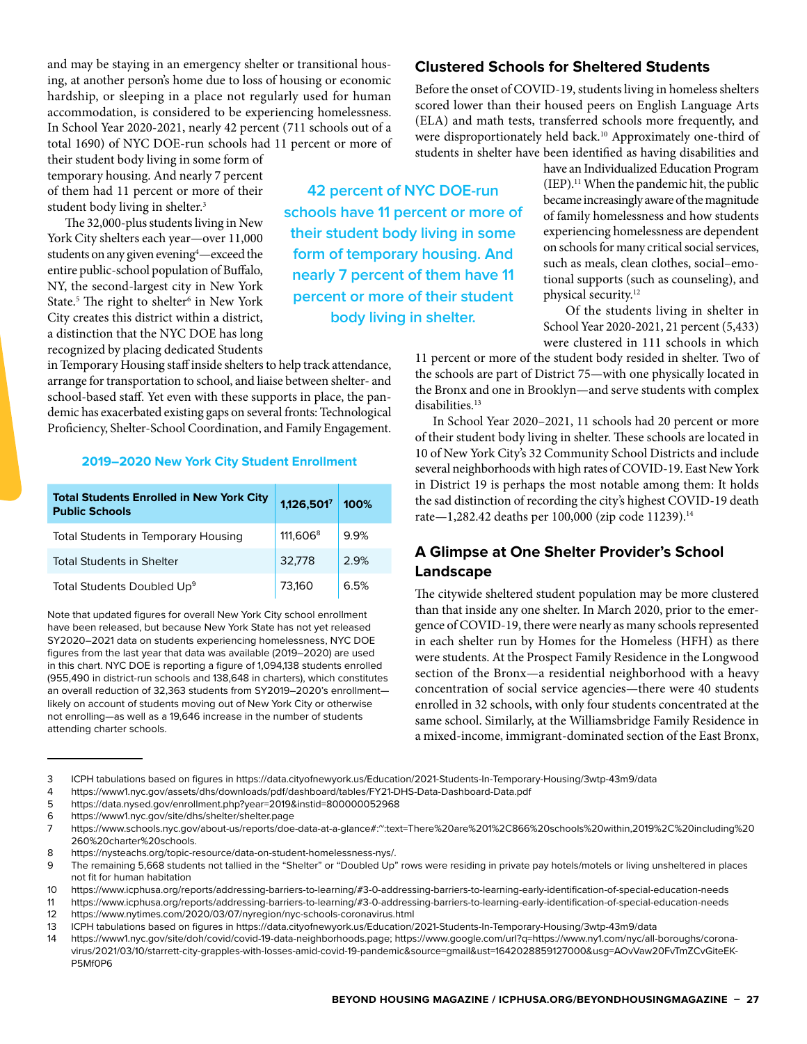and may be staying in an emergency shelter or transitional housing, at another person's home due to loss of housing or economic hardship, or sleeping in a place not regularly used for human accommodation, is considered to be experiencing homelessness. In School Year 2020-2021, nearly 42 percent (711 schools out of a total 1690) of NYC DOE-run schools had 11 percent or more of their student body living in some form of temporary housing. And nearly 7 percent of them had 11 percent or more of their student body living in shelter.[3]

**42 percent of NYC DOE-run schools have 11 percent or more of their student body living in some form of temporary housing. And nearly 7 percent of them have 11 percent or more of their student body living in shelter.**

The 32,000-plus students living in New York City shelters each year—over 11,000 students on any given evening[4]—exceed the entire public-school population of Buffalo, NY, the second-largest city in New York State.[5] The right to shelter[6] in New York City creates this district within a district, a distinction that the NYC DOE has long recognized by placing dedicated Students in Temporary Housing staff inside shelters to help track attendance, arrange for transportation to school, and liaise between shelter- and school-based staff. Yet even with these supports in place, the pandemic has exacerbated existing gaps on several fronts: Technological Proficiency, Shelter-School Coordination, and Family Engagement.

**2019–2020 New York City Student Enrollment**

| Total Students Enrolled in New York City Public Schools | 1,126,501[7] | 100% |
|---|---|---|
| Total Students in Temporary Housing | 111,606[8] | 9.9% |
| Total Students in Shelter | 32,778 | 2.9% |
| Total Students Doubled Up[9] | 73,160 | 6.5% |

Note that updated figures for overall New York City school enrollment have been released, but because New York State has not yet released SY2020–2021 data on students experiencing homelessness, NYC DOE figures from the last year that data was available (2019–2020) are used in this chart. NYC DOE is reporting a figure of 1,094,138 students enrolled (955,490 in district-run schools and 138,648 in charters), which constitutes an overall reduction of 32,363 students from SY2019–2020's enrollment—likely on account of students moving out of New York City or otherwise not enrolling—as well as a 19,646 increase in the number of students attending charter schools.

## Clustered Schools for Sheltered Students

Before the onset of COVID-19, students living in homeless shelters scored lower than their housed peers on English Language Arts (ELA) and math tests, transferred schools more frequently, and were disproportionately held back.[10] Approximately one-third of students in shelter have been identified as having disabilities and have an Individualized Education Program (IEP).[11] When the pandemic hit, the public became increasingly aware of the magnitude of family homelessness and how students experiencing homelessness are dependent on schools for many critical social services, such as meals, clean clothes, social–emotional supports (such as counseling), and physical security.[12]

Of the students living in shelter in School Year 2020-2021, 21 percent (5,433) were clustered in 111 schools in which 11 percent or more of the student body resided in shelter. Two of the schools are part of District 75—with one physically located in the Bronx and one in Brooklyn—and serve students with complex disabilities.[13]

In School Year 2020–2021, 11 schools had 20 percent or more of their student body living in shelter. These schools are located in 10 of New York City's 32 Community School Districts and include several neighborhoods with high rates of COVID-19. East New York in District 19 is perhaps the most notable among them: It holds the sad distinction of recording the city's highest COVID-19 death rate—1,282.42 deaths per 100,000 (zip code 11239).[14]

## A Glimpse at One Shelter Provider's School Landscape

The citywide sheltered student population may be more clustered than that inside any one shelter. In March 2020, prior to the emergence of COVID-19, there were nearly as many schools represented in each shelter run by Homes for the Homeless (HFH) as there were students. At the Prospect Family Residence in the Longwood section of the Bronx—a residential neighborhood with a heavy concentration of social service agencies—there were 40 students enrolled in 32 schools, with only four students concentrated at the same school. Similarly, at the Williamsbridge Family Residence in a mixed-income, immigrant-dominated section of the East Bronx,

---

3 ICPH tabulations based on figures in https://data.cityofnewyork.us/Education/2021-Students-In-Temporary-Housing/3wtp-43m9/data
4 https://www1.nyc.gov/assets/dhs/downloads/pdf/dashboard/tables/FY21-DHS-Data-Dashboard-Data.pdf
5 https://data.nysed.gov/enrollment.php?year=2019&instid=800000052968
6 https://www1.nyc.gov/site/dhs/shelter/shelter.page
7 https://www.schools.nyc.gov/about-us/reports/doe-data-at-a-glance#:~:text=There%20are%201%2C866%20schools%20within,2019%2C%20including%20260%20charter%20schools.
8 https://nysteachs.org/topic-resource/data-on-student-homelessness-nys/.
9 The remaining 5,668 students not tallied in the "Shelter" or "Doubled Up" rows were residing in private pay hotels/motels or living unsheltered in places not fit for human habitation
10 https://www.icphusa.org/reports/addressing-barriers-to-learning/#3-0-addressing-barriers-to-learning-early-identification-of-special-education-needs
11 https://www.icphusa.org/reports/addressing-barriers-to-learning/#3-0-addressing-barriers-to-learning-early-identification-of-special-education-needs
12 https://www.nytimes.com/2020/03/07/nyregion/nyc-schools-coronavirus.html
13 ICPH tabulations based on figures in https://data.cityofnewyork.us/Education/2021-Students-In-Temporary-Housing/3wtp-43m9/data
14 https://www1.nyc.gov/site/doh/covid/covid-19-data-neighborhoods.page; https://www.google.com/url?q=https://www.ny1.com/nyc/all-boroughs/coronavirus/2021/03/10/starrett-city-grapples-with-losses-amid-covid-19-pandemic&source=gmail&ust=1642028859127000&usg=AOvVaw20FvTmZCvGiteEK-P5Mf0P6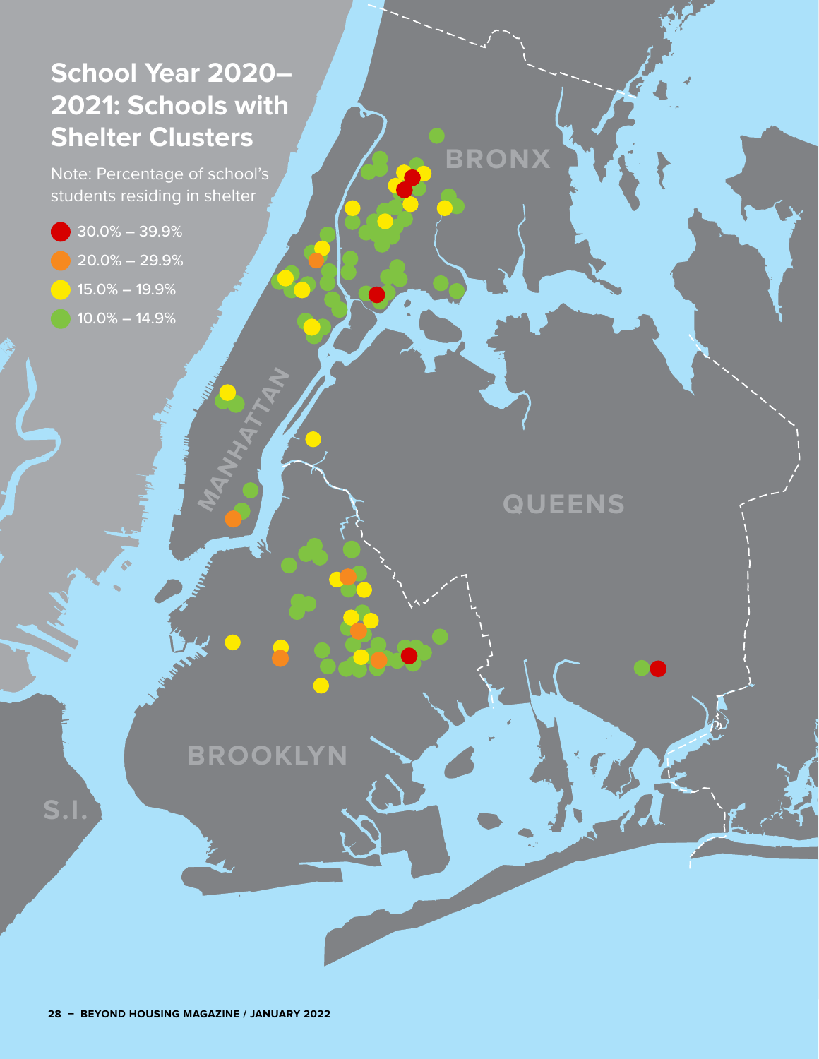## School Year 2020–2021: Schools with Shelter Clusters

Note: Percentage of school's students residing in shelter

- 30.0% – 39.9%
- 20.0% – 29.9%
- 15.0% – 19.9%
- 10.0% – 14.9%

BRONX

MANHATTAN

QUEENS

BROOKLYN

S.I.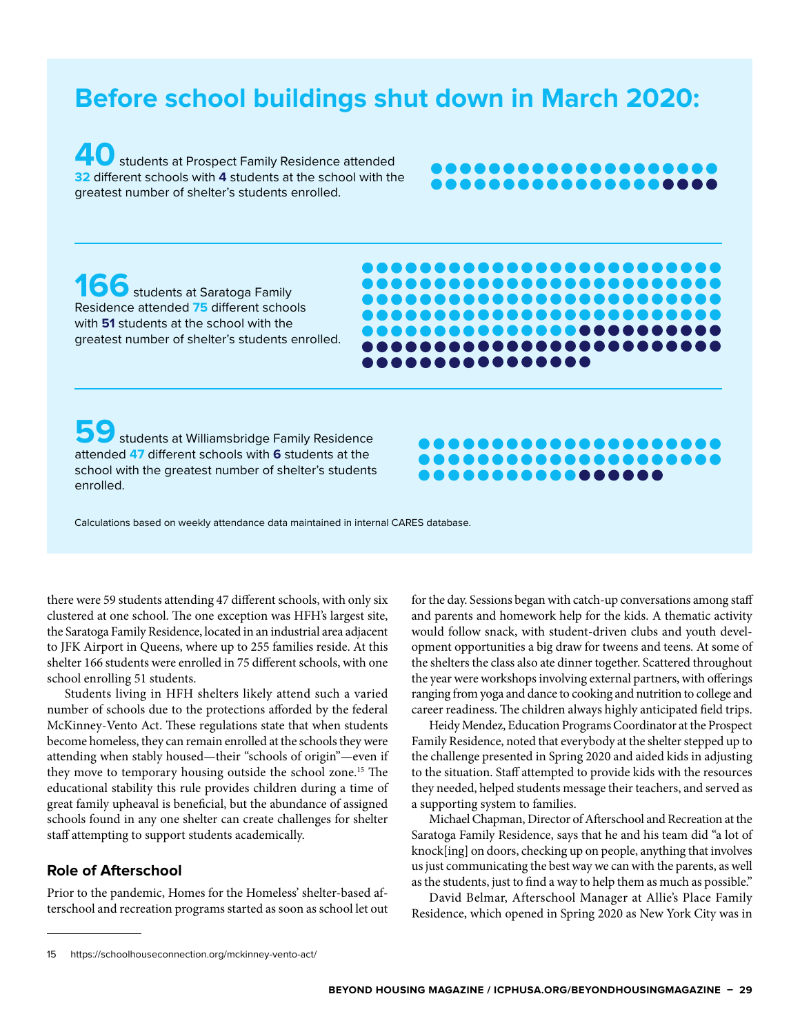## Before school buildings shut down in March 2020:

**40** students at Prospect Family Residence attended **32** different schools with **4** students at the school with the greatest number of shelter's students enrolled.

**166** students at Saratoga Family Residence attended **75** different schools with **51** students at the school with the greatest number of shelter's students enrolled.

**59** students at Williamsbridge Family Residence attended **47** different schools with **6** students at the school with the greatest number of shelter's students enrolled.

Calculations based on weekly attendance data maintained in internal CARES database.

there were 59 students attending 47 different schools, with only six clustered at one school. The one exception was HFH's largest site, the Saratoga Family Residence, located in an industrial area adjacent to JFK Airport in Queens, where up to 255 families reside. At this shelter 166 students were enrolled in 75 different schools, with one school enrolling 51 students.

Students living in HFH shelters likely attend such a varied number of schools due to the protections afforded by the federal McKinney-Vento Act. These regulations state that when students become homeless, they can remain enrolled at the schools they were attending when stably housed—their "schools of origin"—even if they move to temporary housing outside the school zone.[15] The educational stability this rule provides children during a time of great family upheaval is beneficial, but the abundance of assigned schools found in any one shelter can create challenges for shelter staff attempting to support students academically.

### Role of Afterschool

Prior to the pandemic, Homes for the Homeless' shelter-based afterschool and recreation programs started as soon as school let out for the day. Sessions began with catch-up conversations among staff and parents and homework help for the kids. A thematic activity would follow snack, with student-driven clubs and youth development opportunities a big draw for tweens and teens. At some of the shelters the class also ate dinner together. Scattered throughout the year were workshops involving external partners, with offerings ranging from yoga and dance to cooking and nutrition to college and career readiness. The children always highly anticipated field trips.

Heidy Mendez, Education Programs Coordinator at the Prospect Family Residence, noted that everybody at the shelter stepped up to the challenge presented in Spring 2020 and aided kids in adjusting to the situation. Staff attempted to provide kids with the resources they needed, helped students message their teachers, and served as a supporting system to families.

Michael Chapman, Director of Afterschool and Recreation at the Saratoga Family Residence, says that he and his team did "a lot of knock[ing] on doors, checking up on people, anything that involves us just communicating the best way we can with the parents, as well as the students, just to find a way to help them as much as possible."

David Belmar, Afterschool Manager at Allie's Place Family Residence, which opened in Spring 2020 as New York City was in

---

15 https://schoolhouseconnection.org/mckinney-vento-act/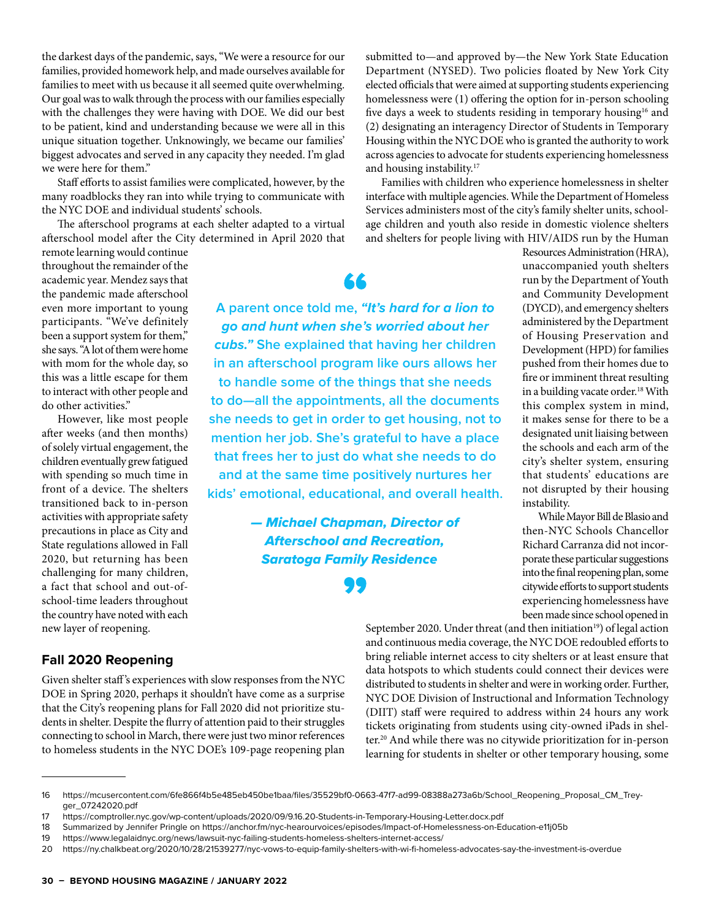the darkest days of the pandemic, says, "We were a resource for our families, provided homework help, and made ourselves available for families to meet with us because it all seemed quite overwhelming. Our goal was to walk through the process with our families especially with the challenges they were having with DOE. We did our best to be patient, kind and understanding because we were all in this unique situation together. Unknowingly, we became our families' biggest advocates and served in any capacity they needed. I'm glad we were here for them."

Staff efforts to assist families were complicated, however, by the many roadblocks they ran into while trying to communicate with the NYC DOE and individual students' schools.

The afterschool programs at each shelter adapted to a virtual afterschool model after the City determined in April 2020 that remote learning would continue throughout the remainder of the academic year. Mendez says that the pandemic made afterschool even more important to young participants. "We've definitely been a support system for them," she says. "A lot of them were home with mom for the whole day, so this was a little escape for them to interact with other people and do other activities."

However, like most people after weeks (and then months) of solely virtual engagement, the children eventually grew fatigued with spending so much time in front of a device. The shelters transitioned back to in-person activities with appropriate safety precautions in place as City and State regulations allowed in Fall 2020, but returning has been challenging for many children, a fact that school and out-of-school-time leaders throughout the country have noted with each new layer of reopening.

> A parent once told me, ***"It's hard for a lion to go and hunt when she's worried about her cubs."*** She explained that having her children in an afterschool program like ours allows her to handle some of the things that she needs to do—all the appointments, all the documents she needs to get in order to get housing, not to mention her job. She's grateful to have a place that frees her to just do what she needs to do and at the same time positively nurtures her kids' emotional, educational, and overall health.
>
> ***— Michael Chapman, Director of Afterschool and Recreation, Saratoga Family Residence***

## Fall 2020 Reopening

Given shelter staff's experiences with slow responses from the NYC DOE in Spring 2020, perhaps it shouldn't have come as a surprise that the City's reopening plans for Fall 2020 did not prioritize students in shelter. Despite the flurry of attention paid to their struggles connecting to school in March, there were just two minor references to homeless students in the NYC DOE's 109-page reopening plan submitted to—and approved by—the New York State Education Department (NYSED). Two policies floated by New York City elected officials that were aimed at supporting students experiencing homelessness were (1) offering the option for in-person schooling five days a week to students residing in temporary housing[16] and (2) designating an interagency Director of Students in Temporary Housing within the NYC DOE who is granted the authority to work across agencies to advocate for students experiencing homelessness and housing instability.[17]

Families with children who experience homelessness in shelter interface with multiple agencies. While the Department of Homeless Services administers most of the city's family shelter units, school-age children and youth also reside in domestic violence shelters and shelters for people living with HIV/AIDS run by the Human Resources Administration (HRA), unaccompanied youth shelters run by the Department of Youth and Community Development (DYCD), and emergency shelters administered by the Department of Housing Preservation and Development (HPD) for families pushed from their homes due to fire or imminent threat resulting in a building vacate order.[18] With this complex system in mind, it makes sense for there to be a designated unit liaising between the schools and each arm of the city's shelter system, ensuring that students' educations are not disrupted by their housing instability.

While Mayor Bill de Blasio and then-NYC Schools Chancellor Richard Carranza did not incorporate these particular suggestions into the final reopening plan, some citywide efforts to support students experiencing homelessness have been made since school opened in September 2020. Under threat (and then initiation[19]) of legal action and continuous media coverage, the NYC DOE redoubled efforts to bring reliable internet access to city shelters or at least ensure that data hotspots to which students could connect their devices were distributed to students in shelter and were in working order. Further, NYC DOE Division of Instructional and Information Technology (DIIT) staff were required to address within 24 hours any work tickets originating from students using city-owned iPads in shelter.[20] And while there was no citywide prioritization for in-person learning for students in shelter or other temporary housing, some

---

16 https://mcusercontent.com/6fe866f4b5e485eb450be1baa/files/35529bf0-0663-47f7-ad99-08388a273a6b/School_Reopening_Proposal_CM_Treyger_07242020.pdf

17 https://comptroller.nyc.gov/wp-content/uploads/2020/09/9.16.20-Students-in-Temporary-Housing-Letter.docx.pdf

18 Summarized by Jennifer Pringle on https://anchor.fm/nyc-hearourvoices/episodes/Impact-of-Homelessness-on-Education-e11j05b

19 https://www.legalaidnyc.org/news/lawsuit-nyc-failing-students-homeless-shelters-internet-access/

20 https://ny.chalkbeat.org/2020/10/28/21539277/nyc-vows-to-equip-family-shelters-with-wi-fi-homeless-advocates-say-the-investment-is-overdue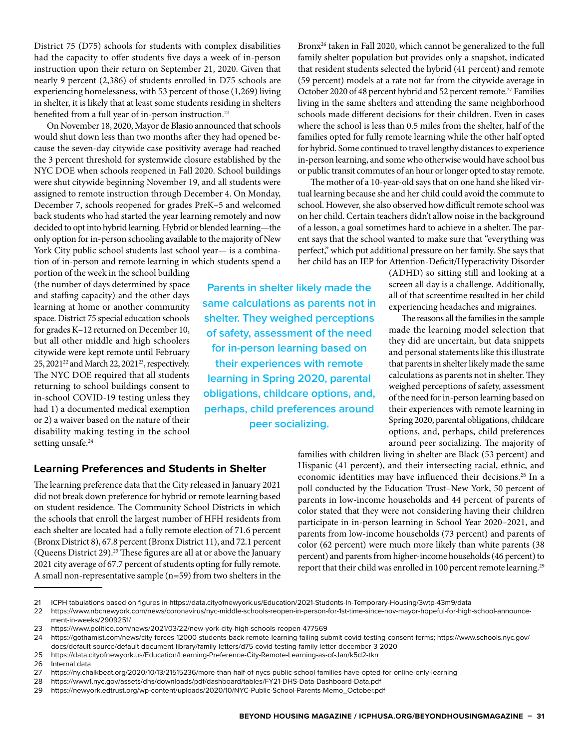District 75 (D75) schools for students with complex disabilities had the capacity to offer students five days a week of in-person instruction upon their return on September 21, 2020. Given that nearly 9 percent (2,386) of students enrolled in D75 schools are experiencing homelessness, with 53 percent of those (1,269) living in shelter, it is likely that at least some students residing in shelters benefited from a full year of in-person instruction.[21]

On November 18, 2020, Mayor de Blasio announced that schools would shut down less than two months after they had opened because the seven-day citywide case positivity average had reached the 3 percent threshold for systemwide closure established by the NYC DOE when schools reopened in Fall 2020. School buildings were shut citywide beginning November 19, and all students were assigned to remote instruction through December 4. On Monday, December 7, schools reopened for grades PreK–5 and welcomed back students who had started the year learning remotely and now decided to opt into hybrid learning. Hybrid or blended learning—the only option for in-person schooling available to the majority of New York City public school students last school year— is a combination of in-person and remote learning in which students spend a portion of the week in the school building (the number of days determined by space and staffing capacity) and the other days learning at home or another community space. District 75 special education schools for grades K–12 returned on December 10, but all other middle and high schoolers citywide were kept remote until February 25, 2021[22] and March 22, 2021[23], respectively. The NYC DOE required that all students returning to school buildings consent to in-school COVID-19 testing unless they had 1) a documented medical exemption or 2) a waiver based on the nature of their disability making testing in the school setting unsafe.[24]

## Learning Preferences and Students in Shelter

The learning preference data that the City released in January 2021 did not break down preference for hybrid or remote learning based on student residence. The Community School Districts in which the schools that enroll the largest number of HFH residents from each shelter are located had a fully remote election of 71.6 percent (Bronx District 8), 67.8 percent (Bronx District 11), and 72.1 percent (Queens District 29).[25] These figures are all at or above the January 2021 city average of 67.7 percent of students opting for fully remote. A small non-representative sample (n=59) from two shelters in the Bronx[26] taken in Fall 2020, which cannot be generalized to the full family shelter population but provides only a snapshot, indicated that resident students selected the hybrid (41 percent) and remote (59 percent) models at a rate not far from the citywide average in October 2020 of 48 percent hybrid and 52 percent remote.[27] Families living in the same shelters and attending the same neighborhood schools made different decisions for their children. Even in cases where the school is less than 0.5 miles from the shelter, half of the families opted for fully remote learning while the other half opted for hybrid. Some continued to travel lengthy distances to experience in-person learning, and some who otherwise would have school bus or public transit commutes of an hour or longer opted to stay remote.

The mother of a 10-year-old says that on one hand she liked virtual learning because she and her child could avoid the commute to school. However, she also observed how difficult remote school was on her child. Certain teachers didn't allow noise in the background of a lesson, a goal sometimes hard to achieve in a shelter. The parent says that the school wanted to make sure that "everything was perfect," which put additional pressure on her family. She says that her child has an IEP for Attention-Deficit/Hyperactivity Disorder (ADHD) so sitting still and looking at a screen all day is a challenge. Additionally, all of that screentime resulted in her child experiencing headaches and migraines.

**Parents in shelter likely made the same calculations as parents not in shelter. They weighed perceptions of safety, assessment of the need for in-person learning based on their experiences with remote learning in Spring 2020, parental obligations, childcare options, and, perhaps, child preferences around peer socializing.**

The reasons all the families in the sample made the learning model selection that they did are uncertain, but data snippets and personal statements like this illustrate that parents in shelter likely made the same calculations as parents not in shelter. They weighed perceptions of safety, assessment of the need for in-person learning based on their experiences with remote learning in Spring 2020, parental obligations, childcare options, and, perhaps, child preferences around peer socializing. The majority of families with children living in shelter are Black (53 percent) and Hispanic (41 percent), and their intersecting racial, ethnic, and economic identities may have influenced their decisions.[28] In a poll conducted by the Education Trust–New York, 50 percent of parents in low-income households and 44 percent of parents of color stated that they were not considering having their children participate in in-person learning in School Year 2020–2021, and parents from low-income households (73 percent) and parents of color (62 percent) were much more likely than white parents (38 percent) and parents from higher-income households (46 percent) to report that their child was enrolled in 100 percent remote learning.[29]

---

21 ICPH tabulations based on figures in https://data.cityofnewyork.us/Education/2021-Students-In-Temporary-Housing/3wtp-43m9/data

22 https://www.nbcnewyork.com/news/coronavirus/nyc-middle-schools-reopen-in-person-for-1st-time-since-nov-mayor-hopeful-for-high-school-announcement-in-weeks/2909251/

23 https://www.politico.com/news/2021/03/22/new-york-city-high-schools-reopen-477569

24 https://gothamist.com/news/city-forces-12000-students-back-remote-learning-failing-submit-covid-testing-consent-forms; https://www.schools.nyc.gov/docs/default-source/default-document-library/family-letters/d75-covid-testing-family-letter-december-3-2020

25 https://data.cityofnewyork.us/Education/Learning-Preference-City-Remote-Learning-as-of-Jan/k5d2-tkrr

26 Internal data

27 https://ny.chalkbeat.org/2020/10/13/21515236/more-than-half-of-nycs-public-school-families-have-opted-for-online-only-learning

28 https://www1.nyc.gov/assets/dhs/downloads/pdf/dashboard/tables/FY21-DHS-Data-Dashboard-Data.pdf

29 https://newyork.edtrust.org/wp-content/uploads/2020/10/NYC-Public-School-Parents-Memo_October.pdf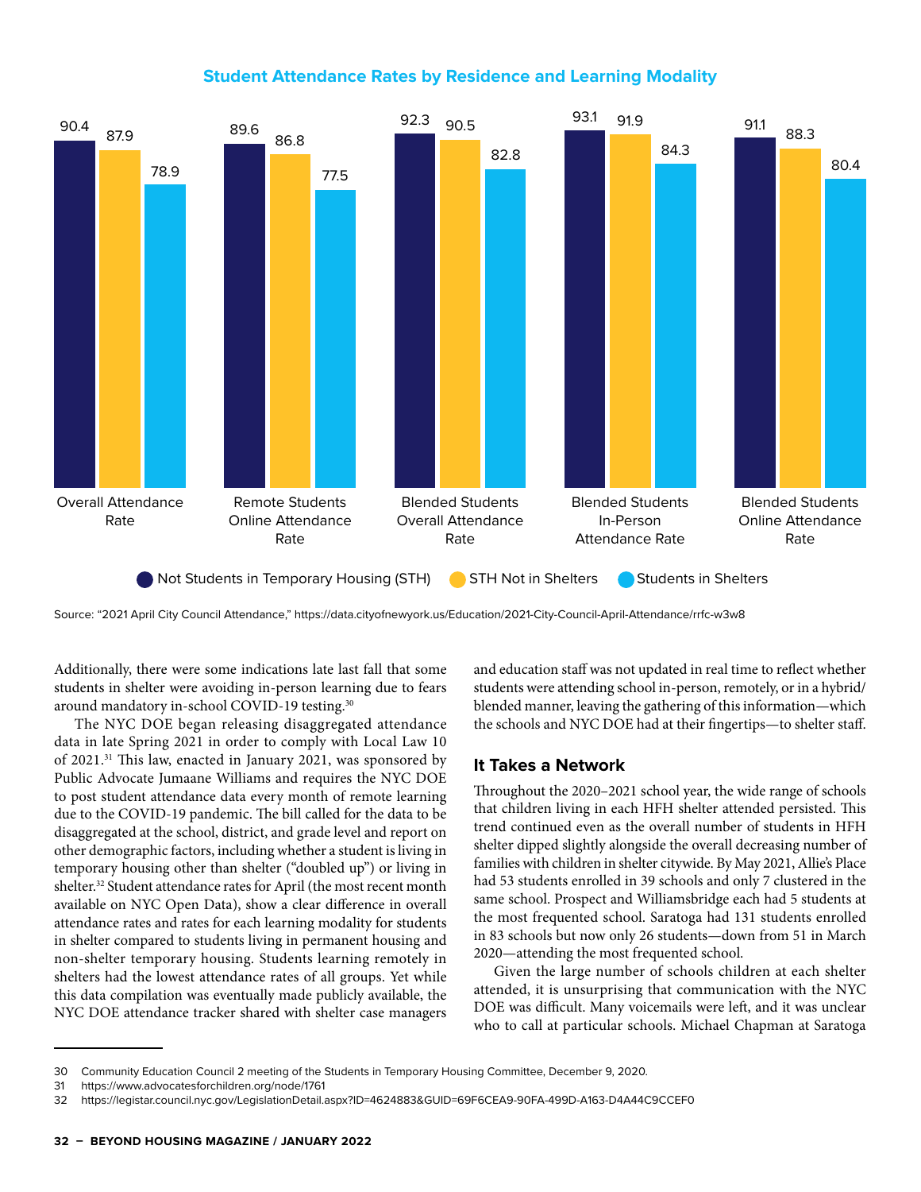### Student Attendance Rates by Residence and Learning Modality

| | Not Students in Temporary Housing (STH) | STH Not in Shelters | Students in Shelters |
|---|---|---|---|
| Overall Attendance Rate | 90.4 | 87.9 | 78.9 |
| Remote Students Online Attendance Rate | 89.6 | 86.8 | 77.5 |
| Blended Students Overall Attendance Rate | 92.3 | 90.5 | 82.8 |
| Blended Students In-Person Attendance Rate | 93.1 | 91.9 | 84.3 |
| Blended Students Online Attendance Rate | 91.1 | 88.3 | 80.4 |

Source: "2021 April City Council Attendance," https://data.cityofnewyork.us/Education/2021-City-Council-April-Attendance/rrfc-w3w8

Additionally, there were some indications late last fall that some students in shelter were avoiding in-person learning due to fears around mandatory in-school COVID-19 testing.[30]

The NYC DOE began releasing disaggregated attendance data in late Spring 2021 in order to comply with Local Law 10 of 2021.[31] This law, enacted in January 2021, was sponsored by Public Advocate Jumaane Williams and requires the NYC DOE to post student attendance data every month of remote learning due to the COVID-19 pandemic. The bill called for the data to be disaggregated at the school, district, and grade level and report on other demographic factors, including whether a student is living in temporary housing other than shelter ("doubled up") or living in shelter.[32] Student attendance rates for April (the most recent month available on NYC Open Data), show a clear difference in overall attendance rates and rates for each learning modality for students in shelter compared to students living in permanent housing and non-shelter temporary housing. Students learning remotely in shelters had the lowest attendance rates of all groups. Yet while this data compilation was eventually made publicly available, the NYC DOE attendance tracker shared with shelter case managers and education staff was not updated in real time to reflect whether students were attending school in-person, remotely, or in a hybrid/blended manner, leaving the gathering of this information—which the schools and NYC DOE had at their fingertips—to shelter staff.

### It Takes a Network

Throughout the 2020–2021 school year, the wide range of schools that children living in each HFH shelter attended persisted. This trend continued even as the overall number of students in HFH shelter dipped slightly alongside the overall decreasing number of families with children in shelter citywide. By May 2021, Allie's Place had 53 students enrolled in 39 schools and only 7 clustered in the same school. Prospect and Williamsbridge each had 5 students at the most frequented school. Saratoga had 131 students enrolled in 83 schools but now only 26 students—down from 51 in March 2020—attending the most frequented school.

Given the large number of schools children at each shelter attended, it is unsurprising that communication with the NYC DOE was difficult. Many voicemails were left, and it was unclear who to call at particular schools. Michael Chapman at Saratoga

30 Community Education Council 2 meeting of the Students in Temporary Housing Committee, December 9, 2020.

31 https://www.advocatesforchildren.org/node/1761

32 https://legistar.council.nyc.gov/LegislationDetail.aspx?ID=4624883&GUID=69F6CEA9-90FA-499D-A163-D4A44C9CCEF0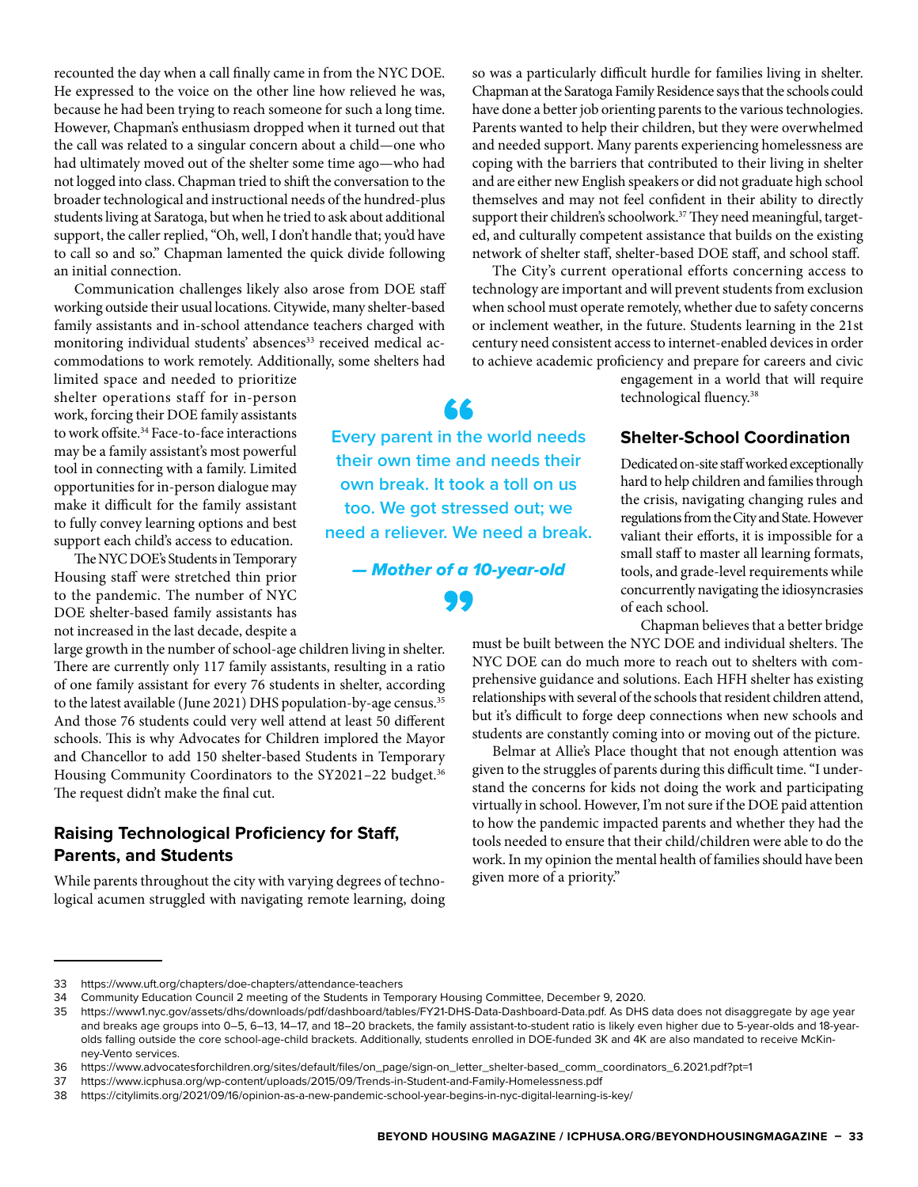recounted the day when a call finally came in from the NYC DOE. He expressed to the voice on the other line how relieved he was, because he had been trying to reach someone for such a long time. However, Chapman's enthusiasm dropped when it turned out that the call was related to a singular concern about a child—one who had ultimately moved out of the shelter some time ago—who had not logged into class. Chapman tried to shift the conversation to the broader technological and instructional needs of the hundred-plus students living at Saratoga, but when he tried to ask about additional support, the caller replied, "Oh, well, I don't handle that; you'd have to call so and so." Chapman lamented the quick divide following an initial connection.

Communication challenges likely also arose from DOE staff working outside their usual locations. Citywide, many shelter-based family assistants and in-school attendance teachers charged with monitoring individual students' absences[33] received medical accommodations to work remotely. Additionally, some shelters had limited space and needed to prioritize shelter operations staff for in-person work, forcing their DOE family assistants to work offsite.[34] Face-to-face interactions may be a family assistant's most powerful tool in connecting with a family. Limited opportunities for in-person dialogue may make it difficult for the family assistant to fully convey learning options and best support each child's access to education.

The NYC DOE's Students in Temporary Housing staff were stretched thin prior to the pandemic. The number of NYC DOE shelter-based family assistants has not increased in the last decade, despite a large growth in the number of school-age children living in shelter. There are currently only 117 family assistants, resulting in a ratio of one family assistant for every 76 students in shelter, according to the latest available (June 2021) DHS population-by-age census.[35] And those 76 students could very well attend at least 50 different schools. This is why Advocates for Children implored the Mayor and Chancellor to add 150 shelter-based Students in Temporary Housing Community Coordinators to the SY2021–22 budget.[36] The request didn't make the final cut.

> **Every parent in the world needs their own time and needs their own break. It took a toll on us too. We got stressed out; we need a reliever. We need a break.**
>
> ***— Mother of a 10-year-old***

## Raising Technological Proficiency for Staff, Parents, and Students

While parents throughout the city with varying degrees of technological acumen struggled with navigating remote learning, doing so was a particularly difficult hurdle for families living in shelter. Chapman at the Saratoga Family Residence says that the schools could have done a better job orienting parents to the various technologies. Parents wanted to help their children, but they were overwhelmed and needed support. Many parents experiencing homelessness are coping with the barriers that contributed to their living in shelter and are either new English speakers or did not graduate high school themselves and may not feel confident in their ability to directly support their children's schoolwork.[37] They need meaningful, targeted, and culturally competent assistance that builds on the existing network of shelter staff, shelter-based DOE staff, and school staff.

The City's current operational efforts concerning access to technology are important and will prevent students from exclusion when school must operate remotely, whether due to safety concerns or inclement weather, in the future. Students learning in the 21st century need consistent access to internet-enabled devices in order to achieve academic proficiency and prepare for careers and civic engagement in a world that will require technological fluency.[38]

## Shelter-School Coordination

Dedicated on-site staff worked exceptionally hard to help children and families through the crisis, navigating changing rules and regulations from the City and State. However valiant their efforts, it is impossible for a small staff to master all learning formats, tools, and grade-level requirements while concurrently navigating the idiosyncrasies of each school.

Chapman believes that a better bridge must be built between the NYC DOE and individual shelters. The NYC DOE can do much more to reach out to shelters with comprehensive guidance and solutions. Each HFH shelter has existing relationships with several of the schools that resident children attend, but it's difficult to forge deep connections when new schools and students are constantly coming into or moving out of the picture.

Belmar at Allie's Place thought that not enough attention was given to the struggles of parents during this difficult time. "I understand the concerns for kids not doing the work and participating virtually in school. However, I'm not sure if the DOE paid attention to how the pandemic impacted parents and whether they had the tools needed to ensure that their child/children were able to do the work. In my opinion the mental health of families should have been given more of a priority."

---

33 https://www.uft.org/chapters/doe-chapters/attendance-teachers

34 Community Education Council 2 meeting of the Students in Temporary Housing Committee, December 9, 2020.

35 https://www1.nyc.gov/assets/dhs/downloads/pdf/dashboard/tables/FY21-DHS-Data-Dashboard-Data.pdf. As DHS data does not disaggregate by age year and breaks age groups into 0–5, 6–13, 14–17, and 18–20 brackets, the family assistant-to-student ratio is likely even higher due to 5-year-olds and 18-year-olds falling outside the core school-age-child brackets. Additionally, students enrolled in DOE-funded 3K and 4K are also mandated to receive McKinney-Vento services.

36 https://www.advocatesforchildren.org/sites/default/files/on_page/sign-on_letter_shelter-based_comm_coordinators_6.2021.pdf?pt=1

37 https://www.icphusa.org/wp-content/uploads/2015/09/Trends-in-Student-and-Family-Homelessness.pdf

38 https://citylimits.org/2021/09/16/opinion-as-a-new-pandemic-school-year-begins-in-nyc-digital-learning-is-key/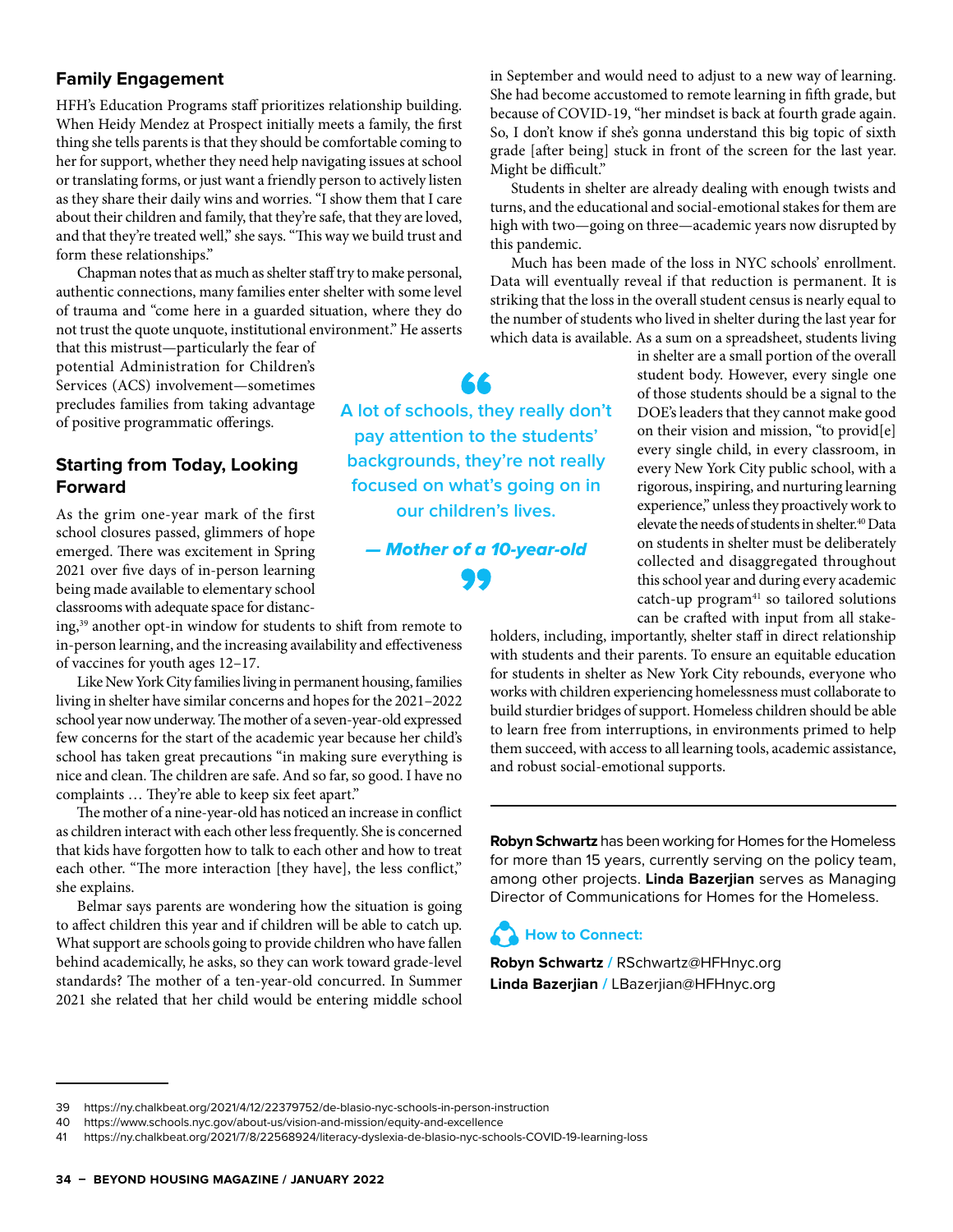## Family Engagement

HFH's Education Programs staff prioritizes relationship building. When Heidy Mendez at Prospect initially meets a family, the first thing she tells parents is that they should be comfortable coming to her for support, whether they need help navigating issues at school or translating forms, or just want a friendly person to actively listen as they share their daily wins and worries. "I show them that I care about their children and family, that they're safe, that they are loved, and that they're treated well," she says. "This way we build trust and form these relationships."

Chapman notes that as much as shelter staff try to make personal, authentic connections, many families enter shelter with some level of trauma and "come here in a guarded situation, where they do not trust the quote unquote, institutional environment." He asserts that this mistrust—particularly the fear of potential Administration for Children's Services (ACS) involvement—sometimes precludes families from taking advantage of positive programmatic offerings.

## Starting from Today, Looking Forward

As the grim one-year mark of the first school closures passed, glimmers of hope emerged. There was excitement in Spring 2021 over five days of in-person learning being made available to elementary school classrooms with adequate space for distancing,[39] another opt-in window for students to shift from remote to in-person learning, and the increasing availability and effectiveness of vaccines for youth ages 12–17.

Like New York City families living in permanent housing, families living in shelter have similar concerns and hopes for the 2021–2022 school year now underway. The mother of a seven-year-old expressed few concerns for the start of the academic year because her child's school has taken great precautions "in making sure everything is nice and clean. The children are safe. And so far, so good. I have no complaints … They're able to keep six feet apart."

The mother of a nine-year-old has noticed an increase in conflict as children interact with each other less frequently. She is concerned that kids have forgotten how to talk to each other and how to treat each other. "The more interaction [they have], the less conflict," she explains.

Belmar says parents are wondering how the situation is going to affect children this year and if children will be able to catch up. What support are schools going to provide children who have fallen behind academically, he asks, so they can work toward grade-level standards? The mother of a ten-year-old concurred. In Summer 2021 she related that her child would be entering middle school in September and would need to adjust to a new way of learning. She had become accustomed to remote learning in fifth grade, but because of COVID-19, "her mindset is back at fourth grade again. So, I don't know if she's gonna understand this big topic of sixth grade [after being] stuck in front of the screen for the last year. Might be difficult."

Students in shelter are already dealing with enough twists and turns, and the educational and social-emotional stakes for them are high with two—going on three—academic years now disrupted by this pandemic.

Much has been made of the loss in NYC schools' enrollment. Data will eventually reveal if that reduction is permanent. It is striking that the loss in the overall student census is nearly equal to the number of students who lived in shelter during the last year for which data is available. As a sum on a spreadsheet, students living in shelter are a small portion of the overall student body. However, every single one of those students should be a signal to the DOE's leaders that they cannot make good on their vision and mission, "to provid[e] every single child, in every classroom, in every New York City public school, with a rigorous, inspiring, and nurturing learning experience," unless they proactively work to elevate the needs of students in shelter.[40] Data on students in shelter must be deliberately collected and disaggregated throughout this school year and during every academic catch-up program[41] so tailored solutions can be crafted with input from all stakeholders, including, importantly, shelter staff in direct relationship with students and their parents. To ensure an equitable education for students in shelter as New York City rebounds, everyone who works with children experiencing homelessness must collaborate to build sturdier bridges of support. Homeless children should be able to learn free from interruptions, in environments primed to help them succeed, with access to all learning tools, academic assistance, and robust social-emotional supports.

> "A lot of schools, they really don't pay attention to the students' backgrounds, they're not really focused on what's going on in our children's lives."
>
> ***— Mother of a 10-year-old***

---

**Robyn Schwartz** has been working for Homes for the Homeless for more than 15 years, currently serving on the policy team, among other projects. **Linda Bazerjian** serves as Managing Director of Communications for Homes for the Homeless.

**How to Connect:**

**Robyn Schwartz** / RSchwartz@HFHnyc.org
**Linda Bazerjian** / LBazerjian@HFHnyc.org

---

39 https://ny.chalkbeat.org/2021/4/12/22379752/de-blasio-nyc-schools-in-person-instruction

40 https://www.schools.nyc.gov/about-us/vision-and-mission/equity-and-excellence

41 https://ny.chalkbeat.org/2021/7/8/22568924/literacy-dyslexia-de-blasio-nyc-schools-COVID-19-learning-loss